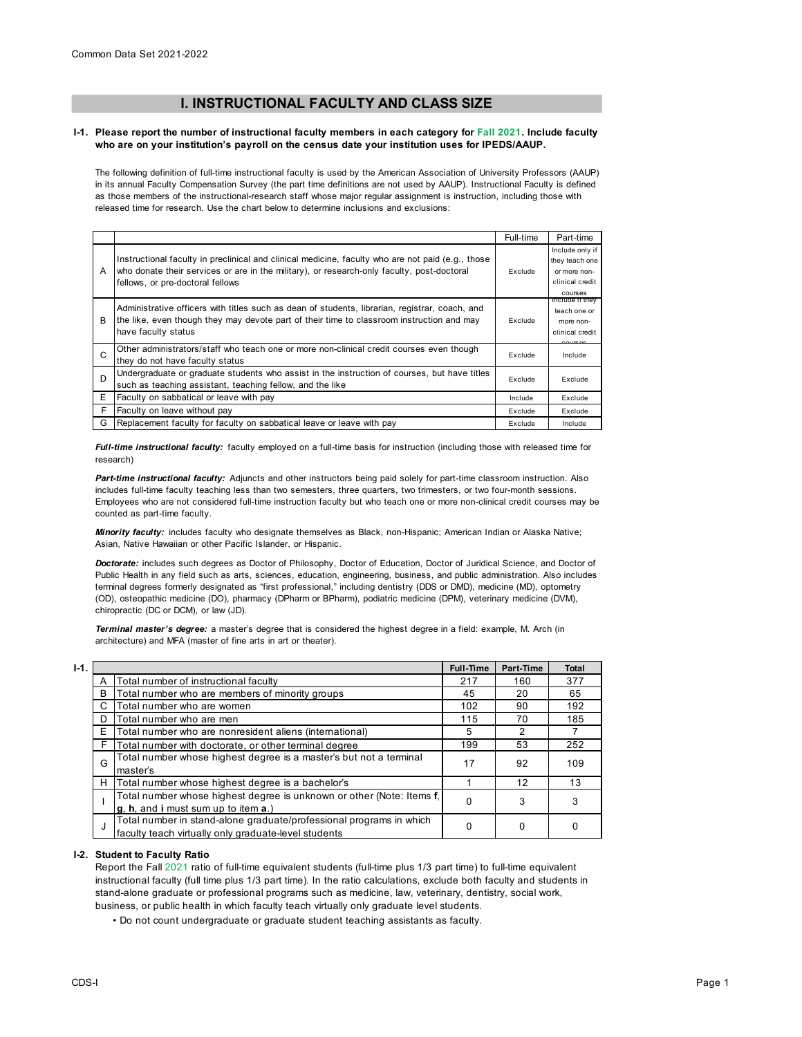# I. INSTRUCTIONAL FACULTY AND CLASS SIZE

**I-1. Please report the number of instructional faculty members in each category for Fall 2021. Include faculty who are on your institution's payroll on the census date your institution uses for IPEDS/AAUP.**

The following definition of full-time instructional faculty is used by the American Association of University Professors (AAUP) in its annual Faculty Compensation Survey (the part time definitions are not used by AAUP). Instructional Faculty is defined as those members of the instructional-research staff whose major regular assignment is instruction, including those with released time for research. Use the chart below to determine inclusions and exclusions:

| | | Full-time | Part-time |
|---|---|---|---|
| A | Instructional faculty in preclinical and clinical medicine, faculty who are not paid (e.g., those who donate their services or are in the military), or research-only faculty, post-doctoral fellows, or pre-doctoral fellows | Exclude | Include only if they teach one or more non-clinical credit courses |
| B | Administrative officers with titles such as dean of students, librarian, registrar, coach, and the like, even though they may devote part of their time to classroom instruction and may have faculty status | Exclude | Include if they teach one or more non-clinical credit courses |
| C | Other administrators/staff who teach one or more non-clinical credit courses even though they do not have faculty status | Exclude | Include |
| D | Undergraduate or graduate students who assist in the instruction of courses, but have titles such as teaching assistant, teaching fellow, and the like | Exclude | Exclude |
| E | Faculty on sabbatical or leave with pay | Include | Exclude |
| F | Faculty on leave without pay | Exclude | Exclude |
| G | Replacement faculty for faculty on sabbatical leave or leave with pay | Exclude | Include |

***Full-time instructional faculty:*** faculty employed on a full-time basis for instruction (including those with released time for research)

***Part-time instructional faculty:*** Adjuncts and other instructors being paid solely for part-time classroom instruction. Also includes full-time faculty teaching less than two semesters, three quarters, two trimesters, or two four-month sessions. Employees who are not considered full-time instruction faculty but who teach one or more non-clinical credit courses may be counted as part-time faculty.

***Minority faculty:*** includes faculty who designate themselves as Black, non-Hispanic; American Indian or Alaska Native; Asian, Native Hawaiian or other Pacific Islander, or Hispanic.

***Doctorate:*** includes such degrees as Doctor of Philosophy, Doctor of Education, Doctor of Juridical Science, and Doctor of Public Health in any field such as arts, sciences, education, engineering, business, and public administration. Also includes terminal degrees formerly designated as "first professional," including dentistry (DDS or DMD), medicine (MD), optometry (OD), osteopathic medicine (DO), pharmacy (DPharm or BPharm), podiatric medicine (DPM), veterinary medicine (DVM), chiropractic (DC or DCM), or law (JD).

***Terminal master's degree:*** a master's degree that is considered the highest degree in a field: example, M. Arch (in architecture) and MFA (master of fine arts in art or theater).

**I-1.**

| | | Full-Time | Part-Time | Total |
|---|---|---|---|---|
| A | Total number of instructional faculty | 217 | 160 | 377 |
| B | Total number who are members of minority groups | 45 | 20 | 65 |
| C | Total number who are women | 102 | 90 | 192 |
| D | Total number who are men | 115 | 70 | 185 |
| E | Total number who are nonresident aliens (international) | 5 | 2 | 7 |
| F | Total number with doctorate, or other terminal degree | 199 | 53 | 252 |
| G | Total number whose highest degree is a master's but not a terminal master's | 17 | 92 | 109 |
| H | Total number whose highest degree is a bachelor's | 1 | 12 | 13 |
| I | Total number whose highest degree is unknown or other (Note: Items **f**, **g**, **h**, and **i** must sum up to item **a**.) | 0 | 3 | 3 |
| J | Total number in stand-alone graduate/professional programs in which faculty teach virtually only graduate-level students | 0 | 0 | 0 |

**I-2. Student to Faculty Ratio**

Report the Fall 2021 ratio of full-time equivalent students (full-time plus 1/3 part time) to full-time equivalent instructional faculty (full time plus 1/3 part time). In the ratio calculations, exclude both faculty and students in stand-alone graduate or professional programs such as medicine, law, veterinary, dentistry, social work, business, or public health in which faculty teach virtually only graduate level students.

- Do not count undergraduate or graduate student teaching assistants as faculty.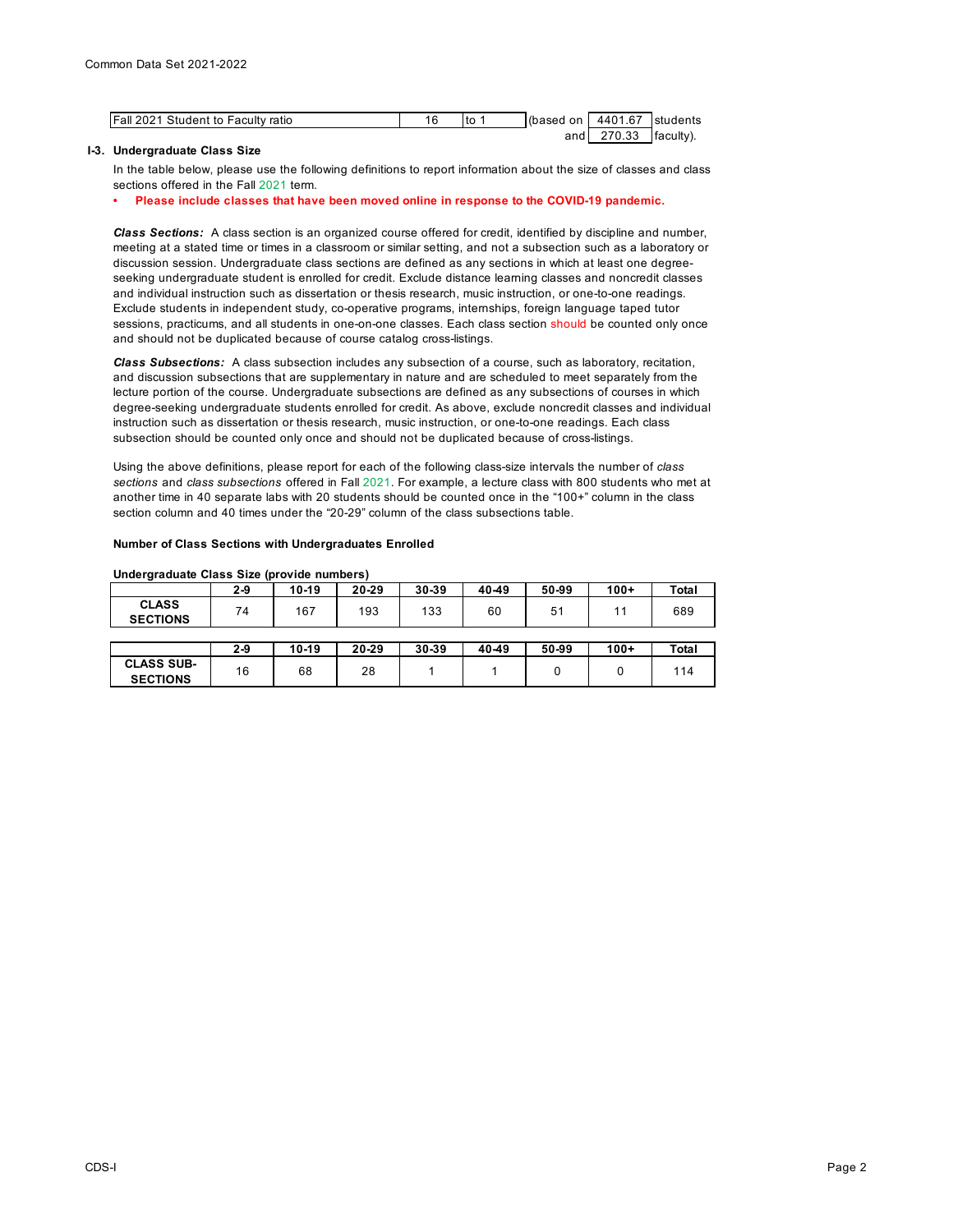| Fall 2021 Student to Faculty ratio | 16 | to 1 | (based on | 4401.67 | students |
|---|---|---|---|---|---|
| | | | and | 270.33 | faculty). |

### I-3. Undergraduate Class Size

In the table below, please use the following definitions to report information about the size of classes and class sections offered in the Fall 2021 term.

- **Please include classes that have been moved online in response to the COVID-19 pandemic.**

***Class Sections:*** A class section is an organized course offered for credit, identified by discipline and number, meeting at a stated time or times in a classroom or similar setting, and not a subsection such as a laboratory or discussion session. Undergraduate class sections are defined as any sections in which at least one degree-seeking undergraduate student is enrolled for credit. Exclude distance learning classes and noncredit classes and individual instruction such as dissertation or thesis research, music instruction, or one-to-one readings. Exclude students in independent study, co-operative programs, internships, foreign language taped tutor sessions, practicums, and all students in one-on-one classes. Each class section should be counted only once and should not be duplicated because of course catalog cross-listings.

***Class Subsections:*** A class subsection includes any subsection of a course, such as laboratory, recitation, and discussion subsections that are supplementary in nature and are scheduled to meet separately from the lecture portion of the course. Undergraduate subsections are defined as any subsections of courses in which degree-seeking undergraduate students enrolled for credit. As above, exclude noncredit classes and individual instruction such as dissertation or thesis research, music instruction, or one-to-one readings. Each class subsection should be counted only once and should not be duplicated because of cross-listings.

Using the above definitions, please report for each of the following class-size intervals the number of *class sections* and *class subsections* offered in Fall 2021. For example, a lecture class with 800 students who met at another time in 40 separate labs with 20 students should be counted once in the "100+" column in the class section column and 40 times under the "20-29" column of the class subsections table.

**Number of Class Sections with Undergraduates Enrolled**

**Undergraduate Class Size (provide numbers)**

| | 2-9 | 10-19 | 20-29 | 30-39 | 40-49 | 50-99 | 100+ | Total |
|---|---|---|---|---|---|---|---|---|
| **CLASS SECTIONS** | 74 | 167 | 193 | 133 | 60 | 51 | 11 | 689 |

| | 2-9 | 10-19 | 20-29 | 30-39 | 40-49 | 50-99 | 100+ | Total |
|---|---|---|---|---|---|---|---|---|
| **CLASS SUB-SECTIONS** | 16 | 68 | 28 | 1 | 1 | 0 | 0 | 114 |